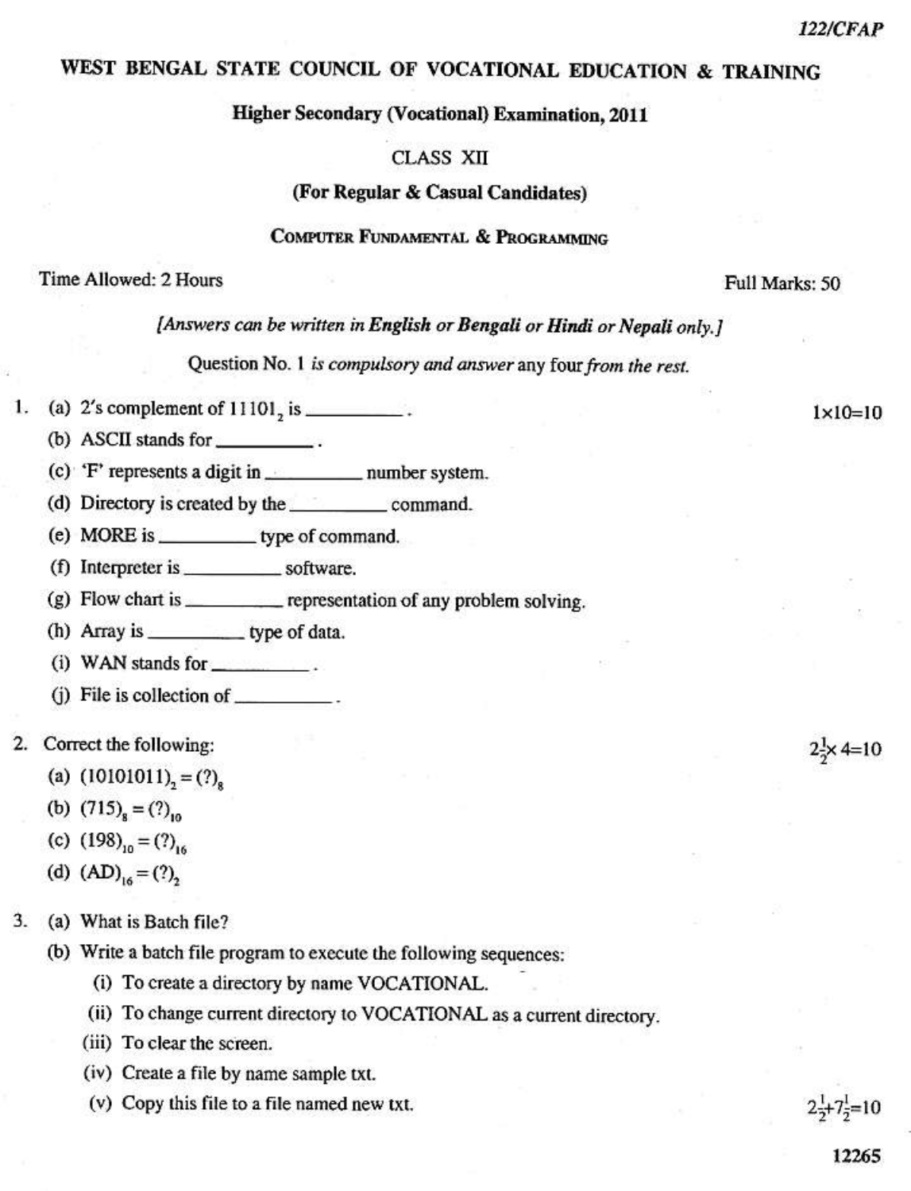122/CFAP

# WEST BENGAL STATE COUNCIL OF VOCATIONAL EDUCATION & TRAINING

## Higher Secondary (Vocational) Examination, 2011

### CLASS XII

### (For Regular & Casual Candidates)

### Computer Fundamental & Programming

Time Allowed: 2 Hours | Full Marks: 50

*[Answers can be written in **English** or **Bengali** or **Hindi** or **Nepali** only.]*

Question No. 1 *is compulsory and answer* any four *from the rest.*

1. (a) 2's complement of $11101_2$ is __________. $1 \times 10 = 10$
   (b) ASCII stands for __________.
   (c) 'F' represents a digit in __________ number system.
   (d) Directory is created by the __________ command.
   (e) MORE is __________ type of command.
   (f) Interpreter is __________ software.
   (g) Flow chart is __________ representation of any problem solving.
   (h) Array is __________ type of data.
   (i) WAN stands for __________.
   (j) File is collection of __________.

2. Correct the following: $2\frac{1}{2} \times 4 = 10$
   (a) $(10101011)_2 = (?)_8$
   (b) $(715)_8 = (?)_{10}$
   (c) $(198)_{10} = (?)_{16}$
   (d) $(AD)_{16} = (?)_2$

3. (a) What is Batch file?
   (b) Write a batch file program to execute the following sequences:
      (i) To create a directory by name VOCATIONAL.
      (ii) To change current directory to VOCATIONAL as a current directory.
      (iii) To clear the screen.
      (iv) Create a file by name sample txt.
      (v) Copy this file to a file named new txt. $2\frac{1}{2} + 7\frac{1}{2} = 10$

12265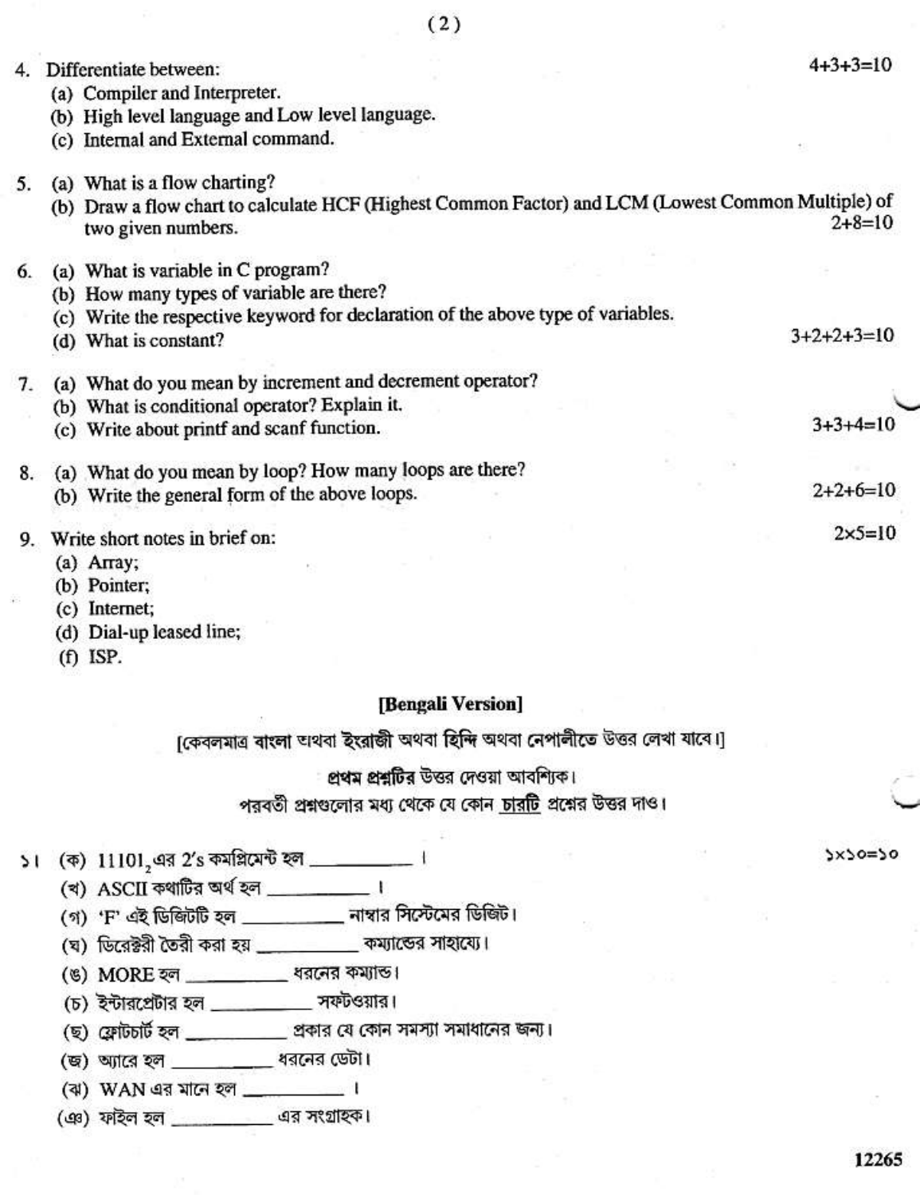4. Differentiate between: 4+3+3=10
   (a) Compiler and Interpreter.
   (b) High level language and Low level language.
   (c) Internal and External command.

5. (a) What is a flow charting?
   (b) Draw a flow chart to calculate HCF (Highest Common Factor) and LCM (Lowest Common Multiple) of two given numbers. 2+8=10

6. (a) What is variable in C program?
   (b) How many types of variable are there?
   (c) Write the respective keyword for declaration of the above type of variables.
   (d) What is constant? 3+2+2+3=10

7. (a) What do you mean by increment and decrement operator?
   (b) What is conditional operator? Explain it.
   (c) Write about printf and scanf function. 3+3+4=10

8. (a) What do you mean by loop? How many loops are there?
   (b) Write the general form of the above loops. 2+2+6=10

9. Write short notes in brief on: 2×5=10
   (a) Array;
   (b) Pointer;
   (c) Internet;
   (d) Dial-up leased line;
   (f) ISP.

## [Bengali Version]

[কেবলমাত্র বাংলা অথবা ইংরাজী অথবা হিন্দি অথবা নেপালীতে উত্তর লেখা যাবে।]

**প্রথম প্রশ্নটির** উত্তর দেওয়া আবশ্যিক।

পরবর্তী প্রশ্নগুলোর মধ্য থেকে যে কোন চারটি প্রশ্নের উত্তর দাও।

১। (ক) $11101_2$ এর 2's কমপ্লিমেন্ট হল \_\_\_\_\_\_\_\_\_\_ । ১×১০=১০
   (খ) ASCII কথাটির অর্থ হল \_\_\_\_\_\_\_\_\_\_ ।
   (গ) 'F' এই ডিজিটটি হল \_\_\_\_\_\_\_\_\_\_ নাম্বার সিস্টেমের ডিজিট।
   (ঘ) ডিরেক্টরী তৈরী করা হয় \_\_\_\_\_\_\_\_\_\_ কম্যান্ডের সাহায্যে।
   (ঙ) MORE হল \_\_\_\_\_\_\_\_\_\_ ধরনের কম্যান্ড।
   (চ) ইন্টারপ্রেটার হল \_\_\_\_\_\_\_\_\_\_ সফটওয়ার।
   (ছ) ফ্লোচার্ট হল \_\_\_\_\_\_\_\_\_\_ প্রকার যে কোন সমস্যা সমাধানের জন্য।
   (জ) অ্যারে হল \_\_\_\_\_\_\_\_\_\_ ধরনের ডেটা।
   (ঝ) WAN এর মানে হল \_\_\_\_\_\_\_\_\_\_ ।
   (ঞ) ফাইল হল \_\_\_\_\_\_\_\_\_\_ এর সংগ্রাহক।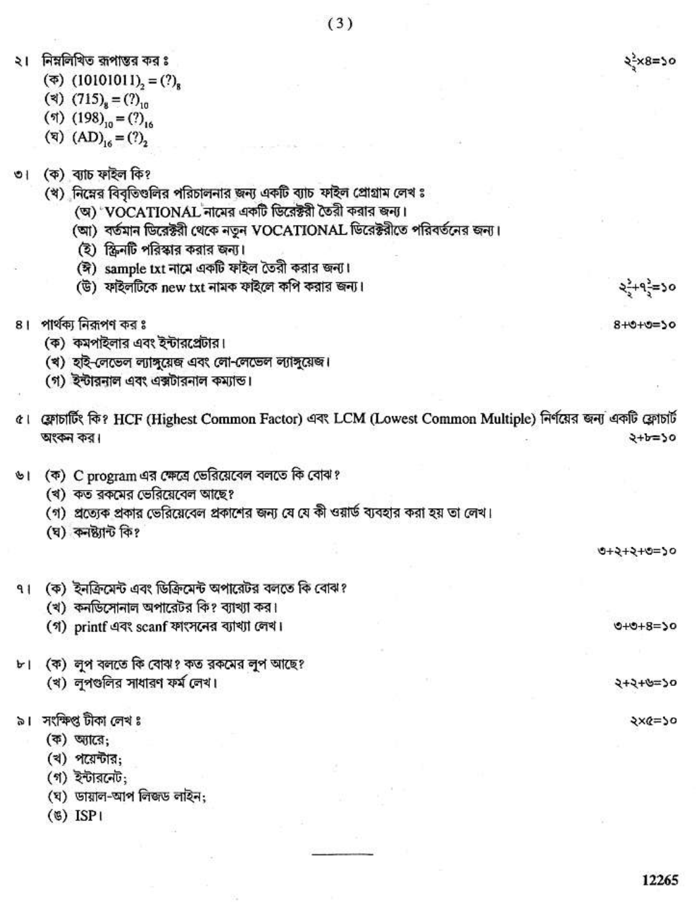২। নিম্নলিখিত রূপান্তর কর ঃ $২\frac{১}{২}\times৪=১০$

(ক) $(10101011)_2 = (?)_8$

(খ) $(715)_8 = (?)_{10}$

(গ) $(198)_{10} = (?)_{16}$

(ঘ) $(AD)_{16} = (?)_2$

৩। (ক) ব্যাচ ফাইল কি?

(খ) নিম্নের বিবৃতিগুলির পরিচালনার জন্য একটি ব্যাচ ফাইল প্রোগ্রাম লেখ ঃ

(অ) VOCATIONAL নামের একটি ডিরেক্টরী তৈরী করার জন্য।

(আ) বর্তমান ডিরেক্টরী থেকে নতুন VOCATIONAL ডিরেক্টরীতে পরিবর্তনের জন্য।

(ই) স্ক্রিনটি পরিস্কার করার জন্য।

(ঈ) sample txt নামে একটি ফাইল তৈরী করার জন্য।

(উ) ফাইলটিকে new txt নামক ফাইলে কপি করার জন্য। $২\frac{১}{২}+৭\frac{১}{২}=১০$

৪। পার্থক্য নিরূপণ কর ঃ ৪+৩+৩=১০

(ক) কমপাইলার এবং ইন্টারপ্রেটার।

(খ) হাই-লেভেল ল্যাঙ্গুয়েজ এবং লো-লেভেল ল্যাঙ্গুয়েজ।

(গ) ইন্টারনাল এবং এক্সটারনাল কম্যান্ড।

৫। ফ্লোচার্টিং কি? HCF (Highest Common Factor) এবং LCM (Lowest Common Multiple) নির্ণয়ের জন্য একটি ফ্লোচার্ট অংকন কর। ২+৮=১০

৬। (ক) C program এর ক্ষেত্রে ভেরিয়েবেল বলতে কি বোঝ?

(খ) কত রকমের ভেরিয়েবেল আছে?

(গ) প্রত্যেক প্রকার ভেরিয়েবেল প্রকাশের জন্য যে যে কী ওয়ার্ড ব্যবহার করা হয় তা লেখ।

(ঘ) কনষ্ট্যান্ট কি?

৩+২+২+৩=১০

৭। (ক) ইনক্রিমেন্ট এবং ডিক্রিমেন্ট অপারেটর বলতে কি বোঝ?

(খ) কনডিসোনাল অপারেটর কি? ব্যাখ্যা কর।

(গ) printf এবং scanf ফাংসনের ব্যাখ্যা লেখ। ৩+৩+৪=১০

৮। (ক) লুপ বলতে কি বোঝ? কত রকমের লুপ আছে?

(খ) লুপগুলির সাধারণ ফর্ম লেখ। ২+২+৬=১০

৯। সংক্ষিপ্ত টীকা লেখ ঃ ২×৫=১০

(ক) অ্যারে;

(খ) পয়েন্টার;

(গ) ইন্টারনেট;

(ঘ) ডায়াল-আপ লিজড লাইন;

(ঙ) ISP।

12265